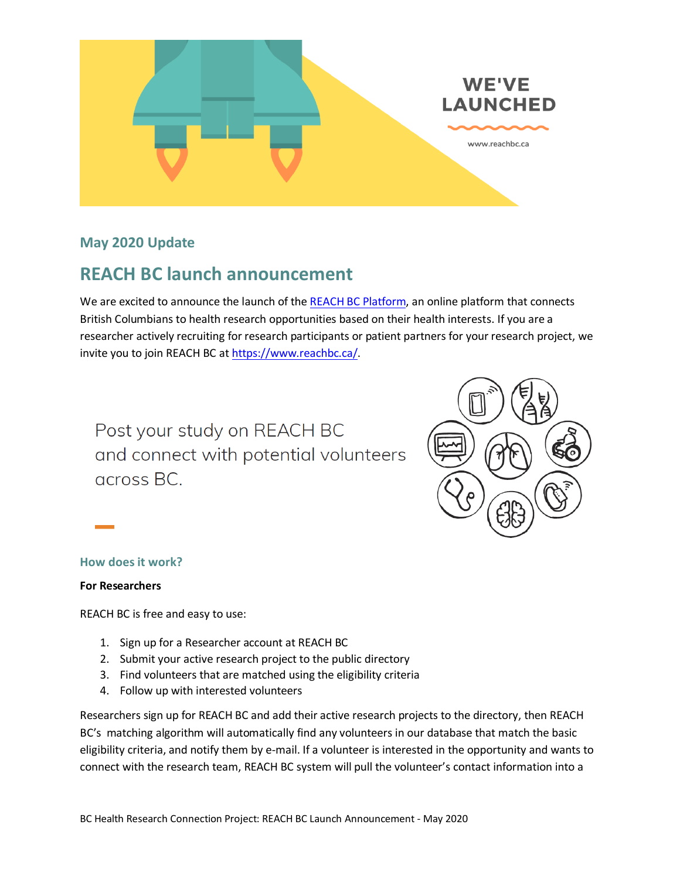WE'VE LAUNCHED

www.reachbc.ca

## May 2020 Update

# REACH BC launch announcement

We are excited to announce the launch of the REACH BC Platform, an online platform that connects British Columbians to health research opportunities based on their health interests. If you are a researcher actively recruiting for research participants or patient partners for your research project, we invite you to join REACH BC at https://www.reachbc.ca/.

Post your study on REACH BC and connect with potential volunteers across BC.

### How does it work?

**For Researchers**

REACH BC is free and easy to use:

1. Sign up for a Researcher account at REACH BC
2. Submit your active research project to the public directory
3. Find volunteers that are matched using the eligibility criteria
4. Follow up with interested volunteers

Researchers sign up for REACH BC and add their active research projects to the directory, then REACH BC's matching algorithm will automatically find any volunteers in our database that match the basic eligibility criteria, and notify them by e-mail. If a volunteer is interested in the opportunity and wants to connect with the research team, REACH BC system will pull the volunteer's contact information into a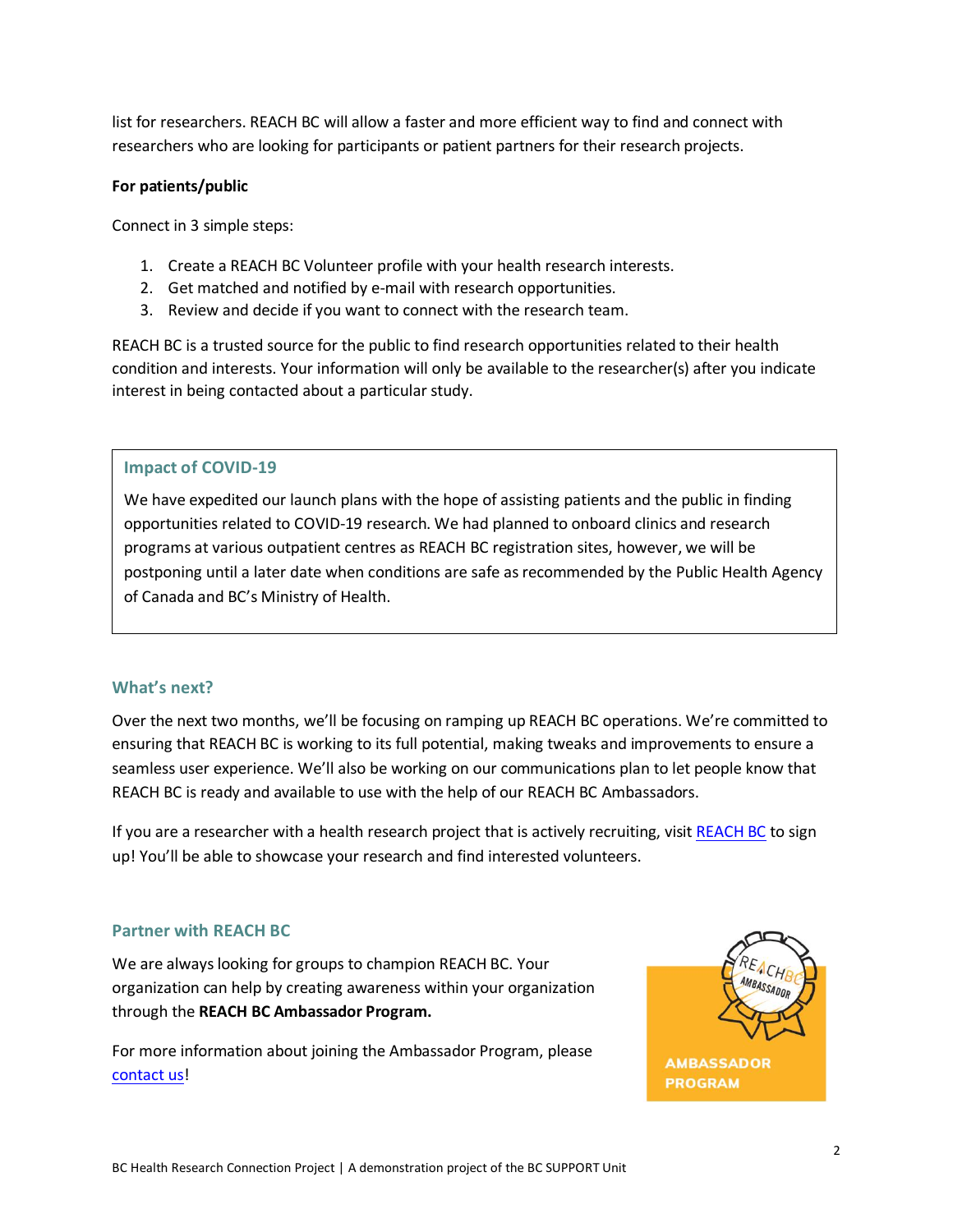list for researchers. REACH BC will allow a faster and more efficient way to find and connect with researchers who are looking for participants or patient partners for their research projects.

**For patients/public**

Connect in 3 simple steps:

1. Create a REACH BC Volunteer profile with your health research interests.
2. Get matched and notified by e-mail with research opportunities.
3. Review and decide if you want to connect with the research team.

REACH BC is a trusted source for the public to find research opportunities related to their health condition and interests. Your information will only be available to the researcher(s) after you indicate interest in being contacted about a particular study.

### Impact of COVID-19

We have expedited our launch plans with the hope of assisting patients and the public in finding opportunities related to COVID-19 research. We had planned to onboard clinics and research programs at various outpatient centres as REACH BC registration sites, however, we will be postponing until a later date when conditions are safe as recommended by the Public Health Agency of Canada and BC's Ministry of Health.

## What's next?

Over the next two months, we'll be focusing on ramping up REACH BC operations. We're committed to ensuring that REACH BC is working to its full potential, making tweaks and improvements to ensure a seamless user experience. We'll also be working on our communications plan to let people know that REACH BC is ready and available to use with the help of our REACH BC Ambassadors.

If you are a researcher with a health research project that is actively recruiting, visit REACH BC to sign up! You'll be able to showcase your research and find interested volunteers.

## Partner with REACH BC

We are always looking for groups to champion REACH BC. Your organization can help by creating awareness within your organization through the **REACH BC Ambassador Program.**

For more information about joining the Ambassador Program, please contact us!

REACH BC AMBASSADOR

AMBASSADOR PROGRAM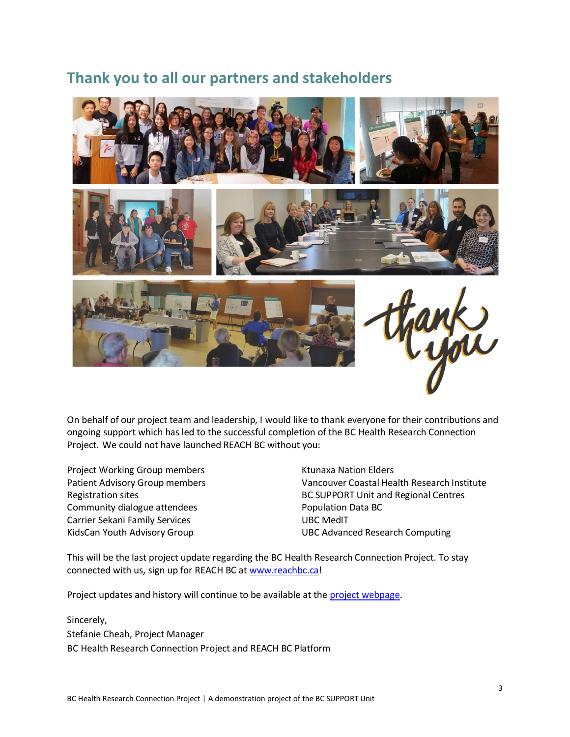## Thank you to all our partners and stakeholders

On behalf of our project team and leadership, I would like to thank everyone for their contributions and ongoing support which has led to the successful completion of the BC Health Research Connection Project. We could not have launched REACH BC without you:

- Project Working Group members
- Patient Advisory Group members
- Registration sites
- Community dialogue attendees
- Carrier Sekani Family Services
- KidsCan Youth Advisory Group
- Ktunaxa Nation Elders
- Vancouver Coastal Health Research Institute
- BC SUPPORT Unit and Regional Centres
- Population Data BC
- UBC MedIT
- UBC Advanced Research Computing

This will be the last project update regarding the BC Health Research Connection Project. To stay connected with us, sign up for REACH BC at [www.reachbc.ca](http://www.reachbc.ca)!

Project updates and history will continue to be available at the [project webpage](#).

Sincerely,
Stefanie Cheah, Project Manager
BC Health Research Connection Project and REACH BC Platform